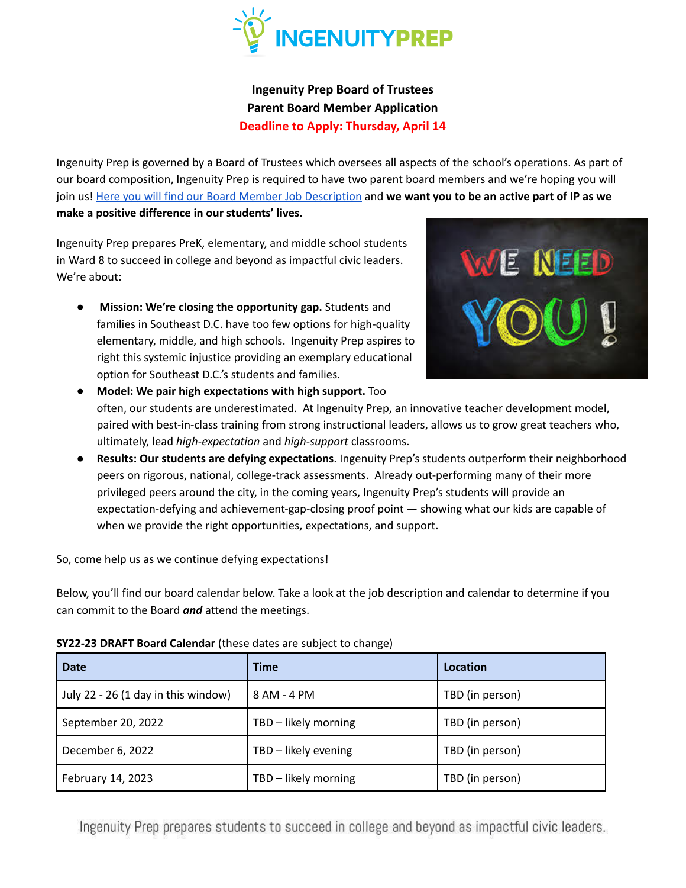**Ingenuity Prep Board of Trustees**
**Parent Board Member Application**
**Deadline to Apply: Thursday, April 14**

Ingenuity Prep is governed by a Board of Trustees which oversees all aspects of the school's operations. As part of our board composition, Ingenuity Prep is required to have two parent board members and we're hoping you will join us! Here you will find our Board Member Job Description and **we want you to be an active part of IP as we make a positive difference in our students' lives.**

Ingenuity Prep prepares PreK, elementary, and middle school students in Ward 8 to succeed in college and beyond as impactful civic leaders. We're about:

- **Mission: We're closing the opportunity gap.** Students and families in Southeast D.C. have too few options for high-quality elementary, middle, and high schools. Ingenuity Prep aspires to right this systemic injustice providing an exemplary educational option for Southeast D.C.'s students and families.
- **Model: We pair high expectations with high support.** Too often, our students are underestimated. At Ingenuity Prep, an innovative teacher development model, paired with best-in-class training from strong instructional leaders, allows us to grow great teachers who, ultimately, lead *high-expectation* and *high-support* classrooms.
- **Results: Our students are defying expectations**. Ingenuity Prep's students outperform their neighborhood peers on rigorous, national, college-track assessments. Already out-performing many of their more privileged peers around the city, in the coming years, Ingenuity Prep's students will provide an expectation-defying and achievement-gap-closing proof point — showing what our kids are capable of when we provide the right opportunities, expectations, and support.

So, come help us as we continue defying expectations**!**

Below, you'll find our board calendar below. Take a look at the job description and calendar to determine if you can commit to the Board ***and*** attend the meetings.

**SY22-23 DRAFT Board Calendar** (these dates are subject to change)

| Date | Time | Location |
|---|---|---|
| July 22 - 26 (1 day in this window) | 8 AM - 4 PM | TBD (in person) |
| September 20, 2022 | TBD – likely morning | TBD (in person) |
| December 6, 2022 | TBD – likely evening | TBD (in person) |
| February 14, 2023 | TBD – likely morning | TBD (in person) |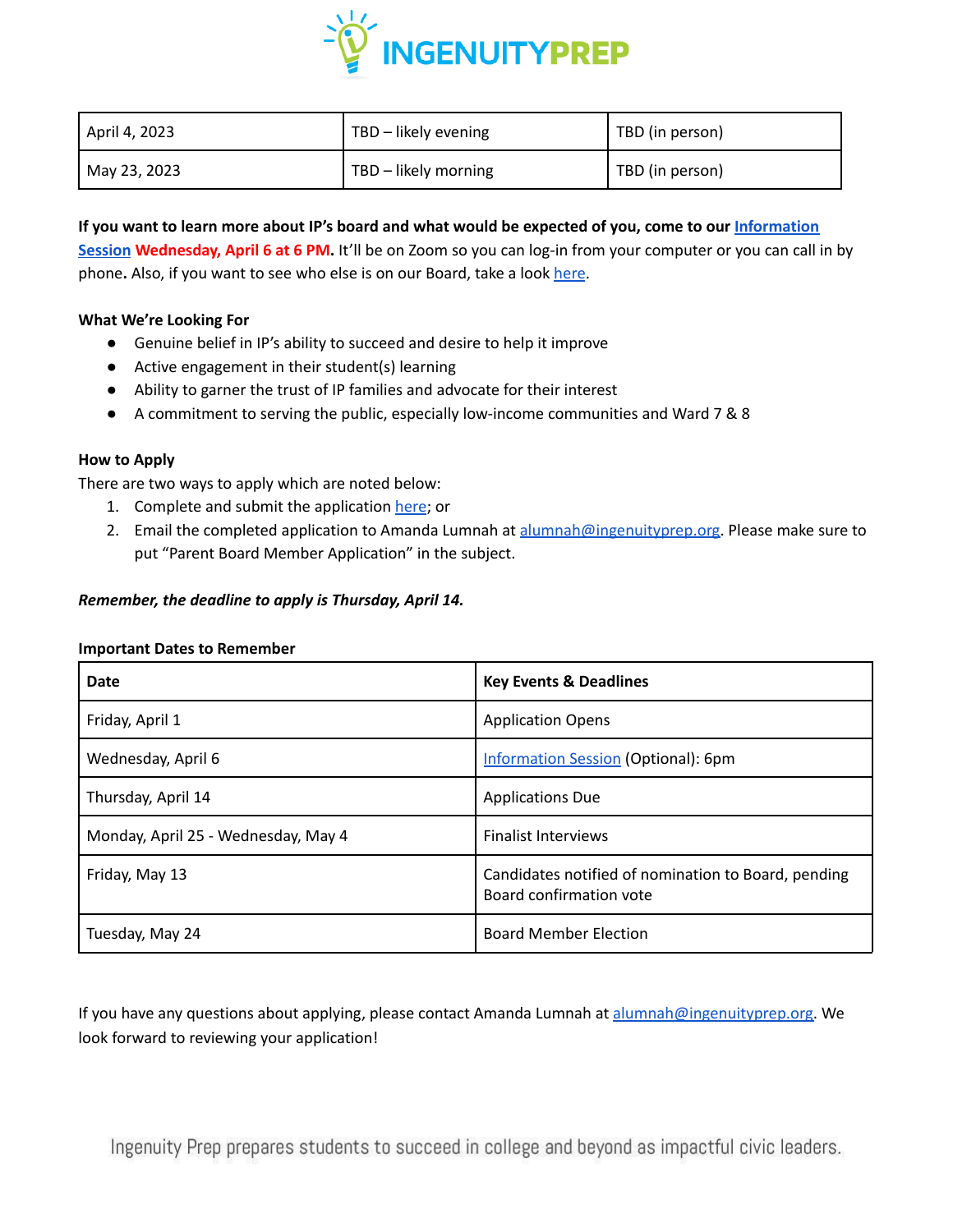| April 4, 2023 | TBD – likely evening | TBD (in person) |
|---|---|---|
| May 23, 2023 | TBD – likely morning | TBD (in person) |

**If you want to learn more about IP's board and what would be expected of you, come to our Information Session Wednesday, April 6 at 6 PM.** It'll be on Zoom so you can log-in from your computer or you can call in by phone**.** Also, if you want to see who else is on our Board, take a look here.

**What We're Looking For**

- Genuine belief in IP's ability to succeed and desire to help it improve
- Active engagement in their student(s) learning
- Ability to garner the trust of IP families and advocate for their interest
- A commitment to serving the public, especially low-income communities and Ward 7 & 8

**How to Apply**

There are two ways to apply which are noted below:

1. Complete and submit the application here; or
2. Email the completed application to Amanda Lumnah at alumnah@ingenuityprep.org. Please make sure to put "Parent Board Member Application" in the subject.

***Remember, the deadline to apply is Thursday, April 14.***

**Important Dates to Remember**

| **Date** | **Key Events & Deadlines** |
|---|---|
| Friday, April 1 | Application Opens |
| Wednesday, April 6 | Information Session (Optional): 6pm |
| Thursday, April 14 | Applications Due |
| Monday, April 25 - Wednesday, May 4 | Finalist Interviews |
| Friday, May 13 | Candidates notified of nomination to Board, pending Board confirmation vote |
| Tuesday, May 24 | Board Member Election |

If you have any questions about applying, please contact Amanda Lumnah at alumnah@ingenuityprep.org. We look forward to reviewing your application!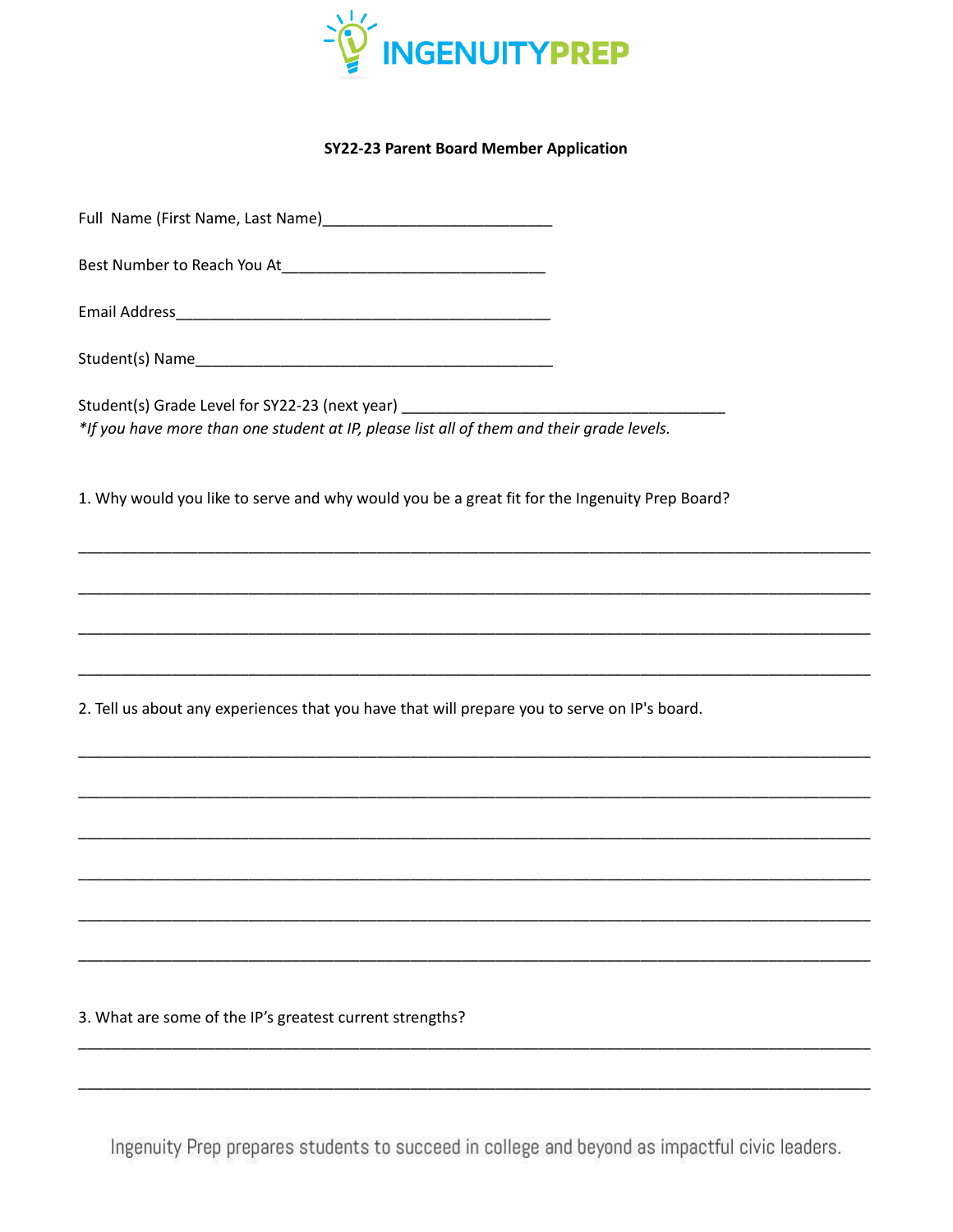INGENUITYPREP

**SY22-23 Parent Board Member Application**

Full Name (First Name, Last Name)___________________________

Best Number to Reach You At_______________________________

Email Address____________________________________________

Student(s) Name__________________________________________

Student(s) Grade Level for SY22-23 (next year) ______________________________________
*\*If you have more than one student at IP, please list all of them and their grade levels.*

1. Why would you like to serve and why would you be a great fit for the Ingenuity Prep Board?

______________________________________________________________________________________

______________________________________________________________________________________

______________________________________________________________________________________

______________________________________________________________________________________

2. Tell us about any experiences that you have that will prepare you to serve on IP's board.

______________________________________________________________________________________

______________________________________________________________________________________

______________________________________________________________________________________

______________________________________________________________________________________

______________________________________________________________________________________

______________________________________________________________________________________

3. What are some of the IP's greatest current strengths?

______________________________________________________________________________________

______________________________________________________________________________________

Ingenuity Prep prepares students to succeed in college and beyond as impactful civic leaders.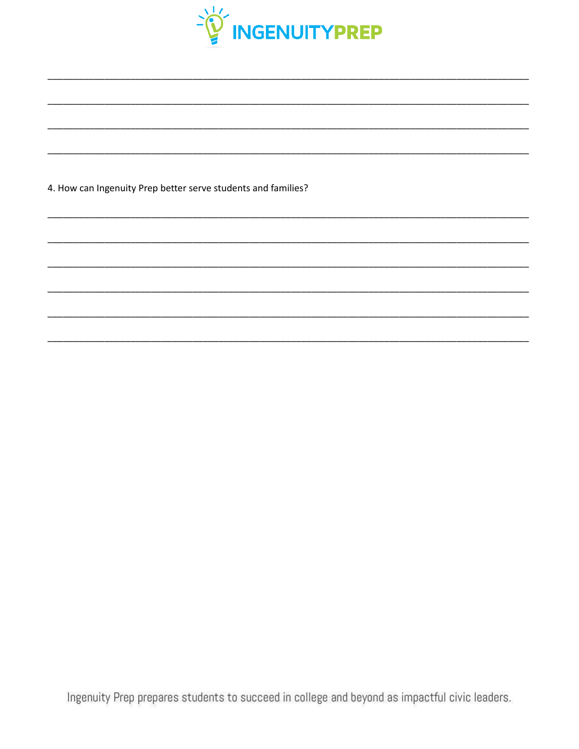_______________________________________________________________________________

_______________________________________________________________________________

_______________________________________________________________________________

_______________________________________________________________________________

4. How can Ingenuity Prep better serve students and families?

_______________________________________________________________________________

_______________________________________________________________________________

_______________________________________________________________________________

_______________________________________________________________________________

_______________________________________________________________________________

_______________________________________________________________________________